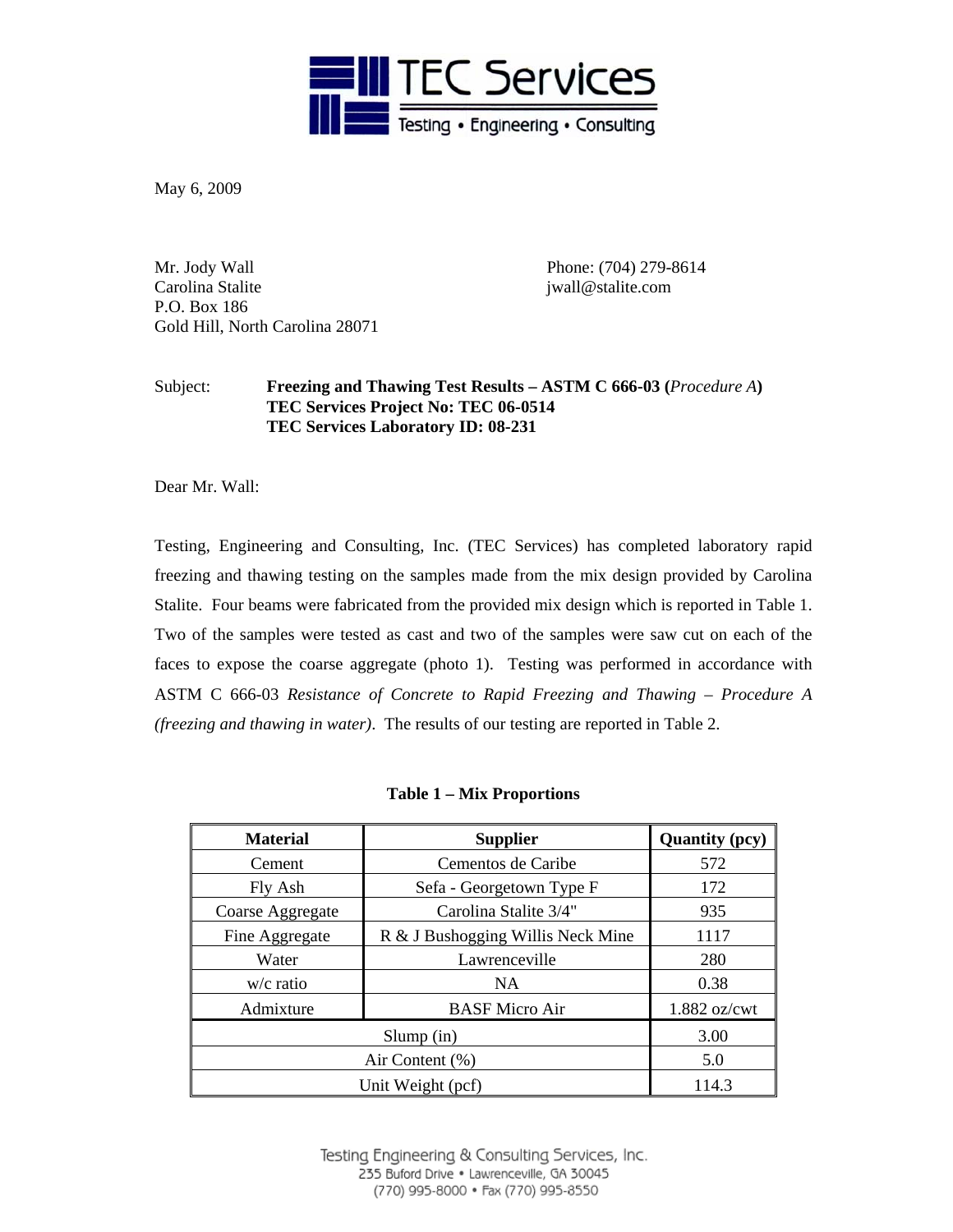# TEC Services

Testing • Engineering • Consulting

May 6, 2009

Mr. Jody Wall  
Carolina Stalite  
P.O. Box 186  
Gold Hill, North Carolina 28071

Phone: (704) 279-8614  
jwall@stalite.com

Subject: **Freezing and Thawing Test Results – ASTM C 666-03 (*Procedure A*)**  
**TEC Services Project No: TEC 06-0514**  
**TEC Services Laboratory ID: 08-231**

Dear Mr. Wall:

Testing, Engineering and Consulting, Inc. (TEC Services) has completed laboratory rapid freezing and thawing testing on the samples made from the mix design provided by Carolina Stalite. Four beams were fabricated from the provided mix design which is reported in Table 1. Two of the samples were tested as cast and two of the samples were saw cut on each of the faces to expose the coarse aggregate (photo 1). Testing was performed in accordance with ASTM C 666-03 *Resistance of Concrete to Rapid Freezing and Thawing – Procedure A (freezing and thawing in water)*. The results of our testing are reported in Table 2.

**Table 1 – Mix Proportions**

| Material | Supplier | Quantity (pcy) |
|---|---|---|
| Cement | Cementos de Caribe | 572 |
| Fly Ash | Sefa - Georgetown Type F | 172 |
| Coarse Aggregate | Carolina Stalite 3/4" | 935 |
| Fine Aggregate | R & J Bushogging Willis Neck Mine | 1117 |
| Water | Lawrenceville | 280 |
| w/c ratio | NA | 0.38 |
| Admixture | BASF Micro Air | 1.882 oz/cwt |
| Slump (in) | | 3.00 |
| Air Content (%) | | 5.0 |
| Unit Weight (pcf) | | 114.3 |

Testing Engineering & Consulting Services, Inc.  
235 Buford Drive • Lawrenceville, GA 30045  
(770) 995-8000 • Fax (770) 995-8550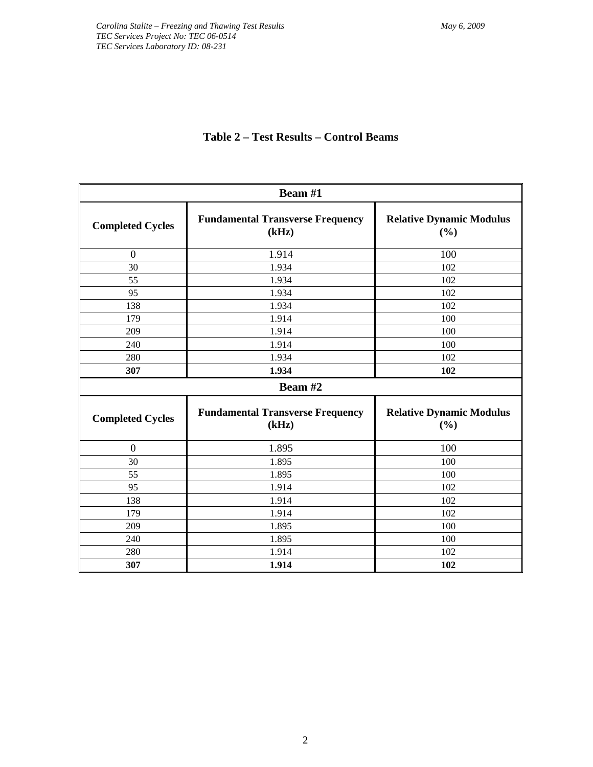## Table 2 – Test Results – Control Beams

| Beam #1 | | |
|---|---|---|
| **Completed Cycles** | **Fundamental Transverse Frequency (kHz)** | **Relative Dynamic Modulus (%)** |
| 0 | 1.914 | 100 |
| 30 | 1.934 | 102 |
| 55 | 1.934 | 102 |
| 95 | 1.934 | 102 |
| 138 | 1.934 | 102 |
| 179 | 1.914 | 100 |
| 209 | 1.914 | 100 |
| 240 | 1.914 | 100 |
| 280 | 1.934 | 102 |
| **307** | **1.934** | **102** |
| **Beam #2** | | |
| **Completed Cycles** | **Fundamental Transverse Frequency (kHz)** | **Relative Dynamic Modulus (%)** |
| 0 | 1.895 | 100 |
| 30 | 1.895 | 100 |
| 55 | 1.895 | 100 |
| 95 | 1.914 | 102 |
| 138 | 1.914 | 102 |
| 179 | 1.914 | 102 |
| 209 | 1.895 | 100 |
| 240 | 1.895 | 100 |
| 280 | 1.914 | 102 |
| **307** | **1.914** | **102** |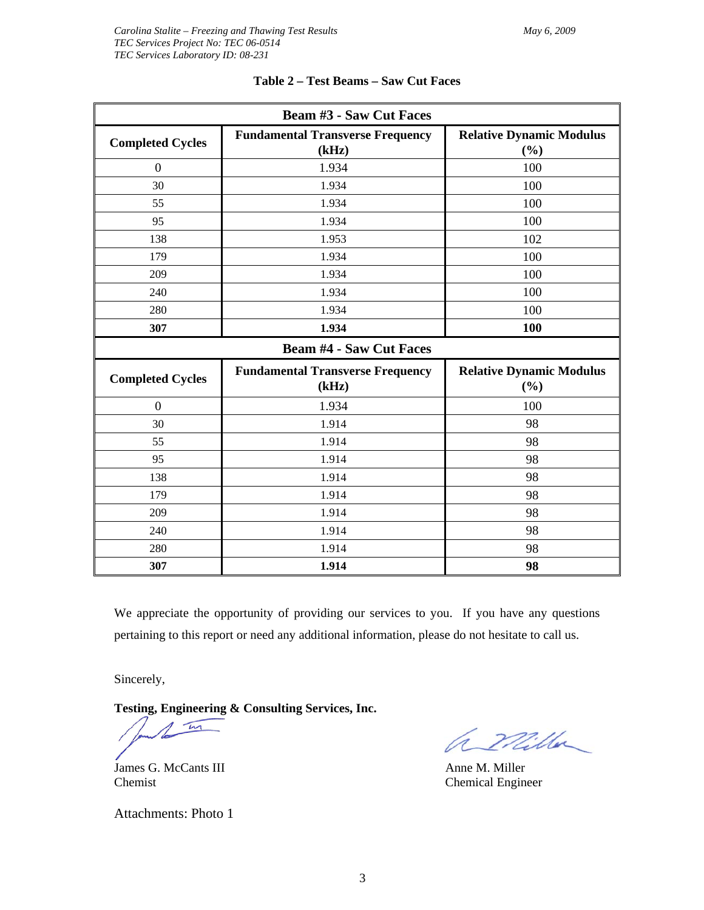**Table 2 – Test Beams – Saw Cut Faces**

| Beam #3 - Saw Cut Faces | | |
|---|---|---|
| **Completed Cycles** | **Fundamental Transverse Frequency (kHz)** | **Relative Dynamic Modulus (%)** |
| 0 | 1.934 | 100 |
| 30 | 1.934 | 100 |
| 55 | 1.934 | 100 |
| 95 | 1.934 | 100 |
| 138 | 1.953 | 102 |
| 179 | 1.934 | 100 |
| 209 | 1.934 | 100 |
| 240 | 1.934 | 100 |
| 280 | 1.934 | 100 |
| **307** | **1.934** | **100** |

| Beam #4 - Saw Cut Faces | | |
|---|---|---|
| **Completed Cycles** | **Fundamental Transverse Frequency (kHz)** | **Relative Dynamic Modulus (%)** |
| 0 | 1.934 | 100 |
| 30 | 1.914 | 98 |
| 55 | 1.914 | 98 |
| 95 | 1.914 | 98 |
| 138 | 1.914 | 98 |
| 179 | 1.914 | 98 |
| 209 | 1.914 | 98 |
| 240 | 1.914 | 98 |
| 280 | 1.914 | 98 |
| **307** | **1.914** | **98** |

We appreciate the opportunity of providing our services to you. If you have any questions pertaining to this report or need any additional information, please do not hesitate to call us.

Sincerely,

**Testing, Engineering & Consulting Services, Inc.**

James G. McCants III
Chemist

Anne M. Miller
Chemical Engineer

Attachments: Photo 1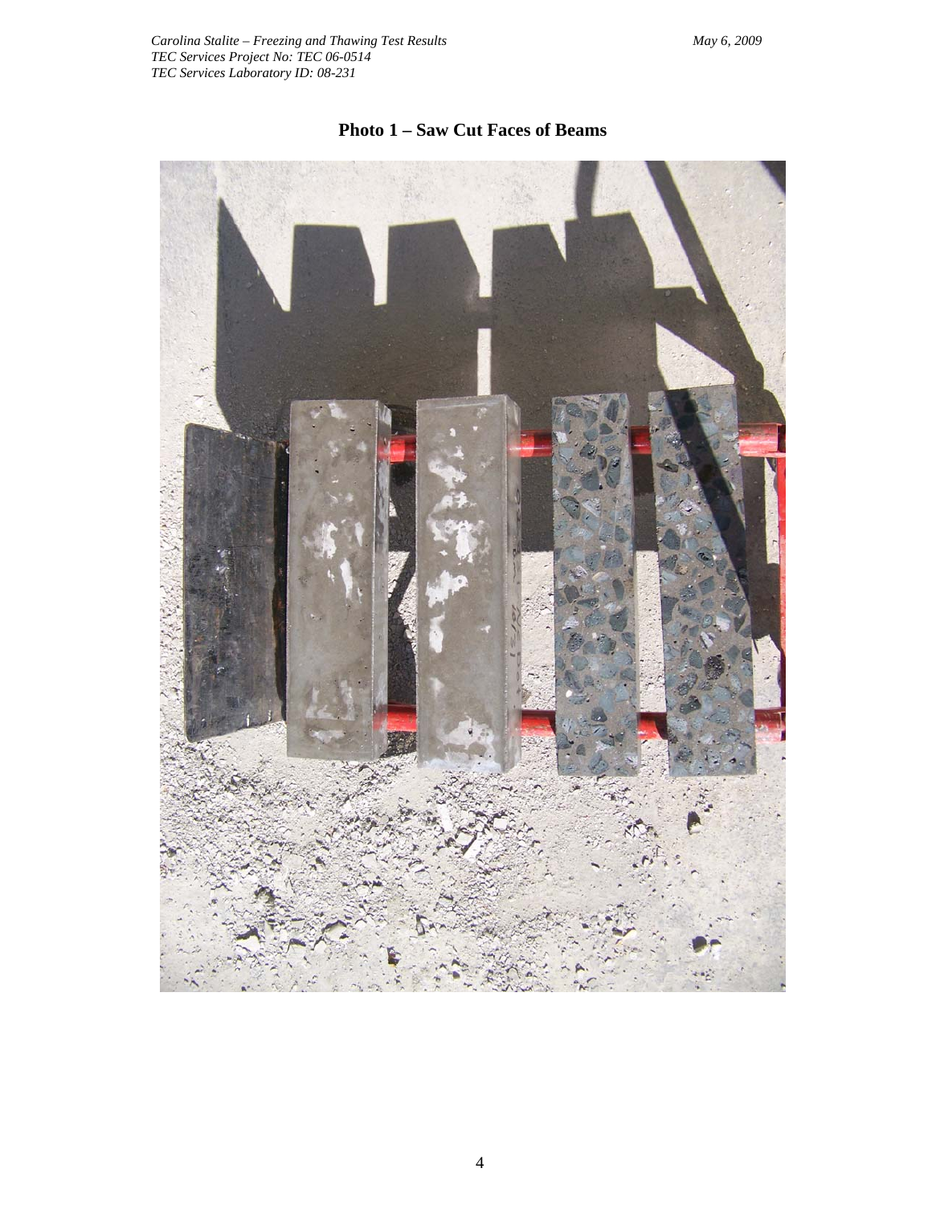**Photo 1 – Saw Cut Faces of Beams**